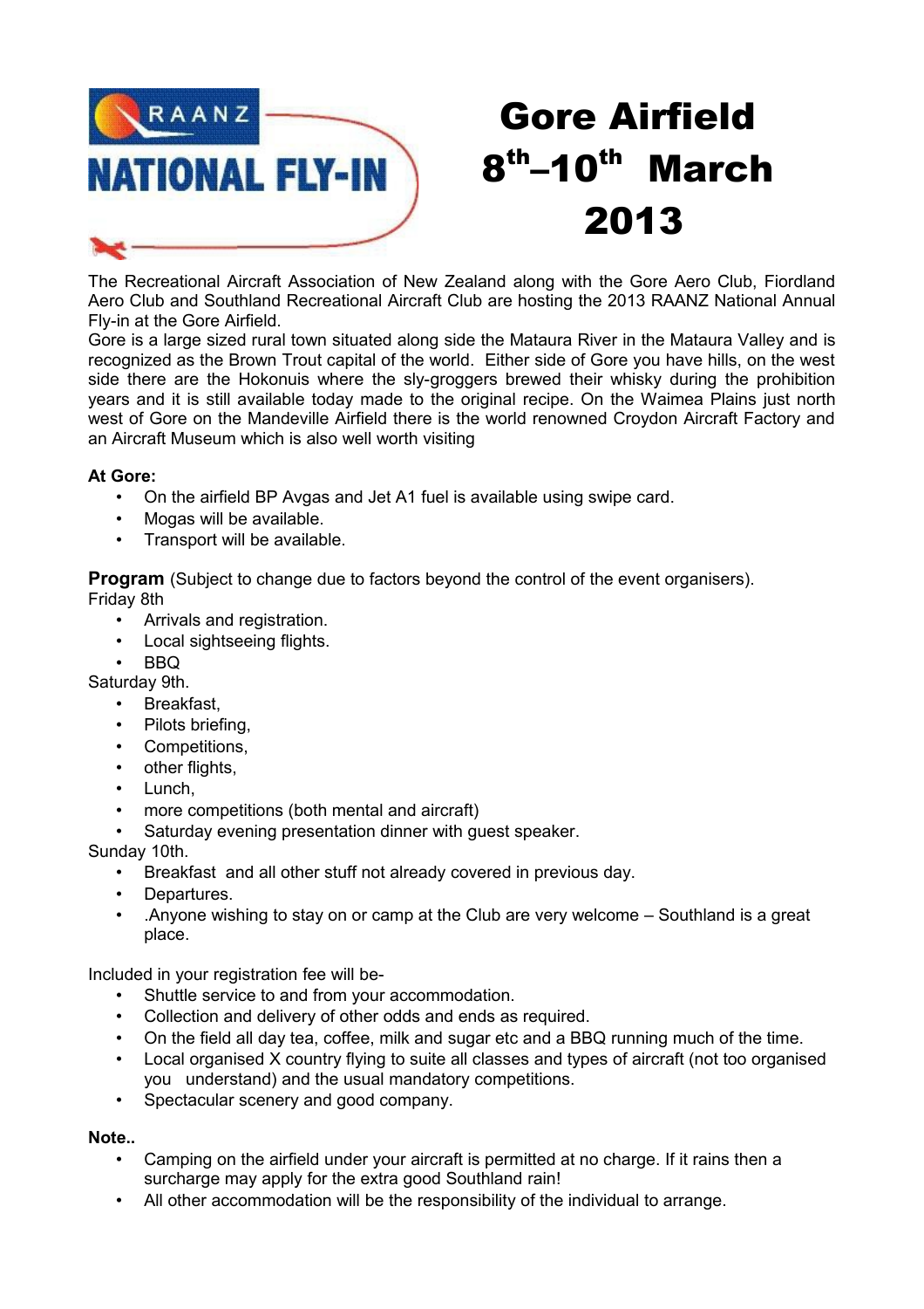RAANZ

NATIONAL FLY-IN

# Gore Airfield 8th–10th March 2013

The Recreational Aircraft Association of New Zealand along with the Gore Aero Club, Fiordland Aero Club and Southland Recreational Aircraft Club are hosting the 2013 RAANZ National Annual Fly-in at the Gore Airfield.

Gore is a large sized rural town situated along side the Mataura River in the Mataura Valley and is recognized as the Brown Trout capital of the world. Either side of Gore you have hills, on the west side there are the Hokonuis where the sly-groggers brewed their whisky during the prohibition years and it is still available today made to the original recipe. On the Waimea Plains just north west of Gore on the Mandeville Airfield there is the world renowned Croydon Aircraft Factory and an Aircraft Museum which is also well worth visiting

**At Gore:**

- On the airfield BP Avgas and Jet A1 fuel is available using swipe card.
- Mogas will be available.
- Transport will be available.

**Program** (Subject to change due to factors beyond the control of the event organisers).

Friday 8th

- Arrivals and registration.
- Local sightseeing flights.
- BBQ

Saturday 9th.

- Breakfast,
- Pilots briefing,
- Competitions,
- other flights,
- Lunch,
- more competitions (both mental and aircraft)
- Saturday evening presentation dinner with guest speaker.

Sunday 10th.

- Breakfast and all other stuff not already covered in previous day.
- Departures.
- .Anyone wishing to stay on or camp at the Club are very welcome – Southland is a great place.

Included in your registration fee will be-

- Shuttle service to and from your accommodation.
- Collection and delivery of other odds and ends as required.
- On the field all day tea, coffee, milk and sugar etc and a BBQ running much of the time.
- Local organised X country flying to suite all classes and types of aircraft (not too organised you understand) and the usual mandatory competitions.
- Spectacular scenery and good company.

**Note..**

- Camping on the airfield under your aircraft is permitted at no charge. If it rains then a surcharge may apply for the extra good Southland rain!
- All other accommodation will be the responsibility of the individual to arrange.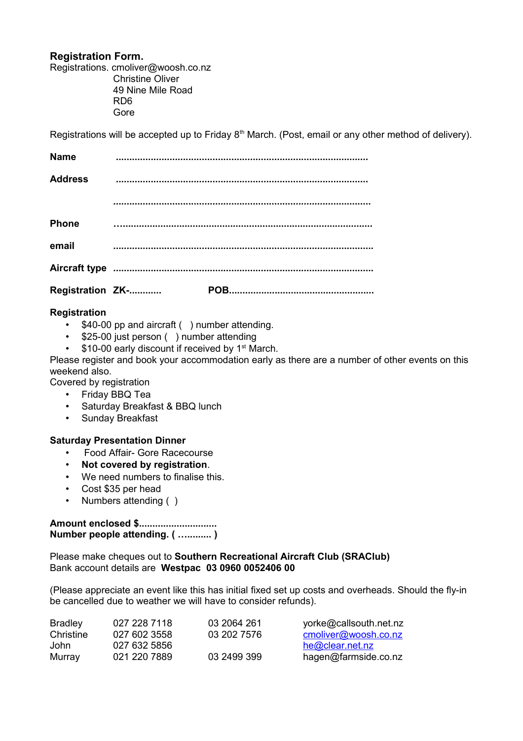## Registration Form.

Registrations. cmoliver@woosh.co.nz
Christine Oliver
49 Nine Mile Road
RD6
Gore

Registrations will be accepted up to Friday 8th March. (Post, email or any other method of delivery).

**Name** ............................................................................................

**Address** ............................................................................................

............................................................................................

**Phone** …...........................................................................................

**email** ..............................................................................................

**Aircraft type** ..............................................................................................

**Registration ZK-...........** **POB....................................................**

**Registration**

- $40-00 pp and aircraft ( ) number attending.
- $25-00 just person ( ) number attending
- $10-00 early discount if received by 1st March.

Please register and book your accommodation early as there are a number of other events on this weekend also.

Covered by registration

- Friday BBQ Tea
- Saturday Breakfast & BBQ lunch
- Sunday Breakfast

**Saturday Presentation Dinner**

- Food Affair- Gore Racecourse
- **Not covered by registration**.
- We need numbers to finalise this.
- Cost $35 per head
- Numbers attending ( )

**Amount enclosed $............................**
**Number people attending. ( …......... )**

Please make cheques out to **Southern Recreational Aircraft Club (SRAClub)**
Bank account details are **Westpac 03 0960 0052406 00**

(Please appreciate an event like this has initial fixed set up costs and overheads. Should the fly-in be cancelled due to weather we will have to consider refunds).

| | | | |
|---|---|---|---|
| Bradley | 027 228 7118 | 03 2064 261 | yorke@callsouth.net.nz |
| Christine | 027 602 3558 | 03 202 7576 | cmoliver@woosh.co.nz |
| John | 027 632 5856 | | he@clear.net.nz |
| Murray | 021 220 7889 | 03 2499 399 | hagen@farmside.co.nz |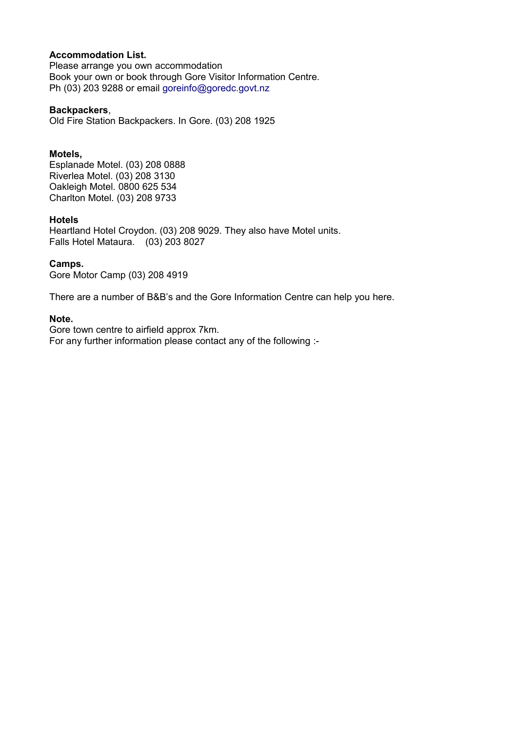**Accommodation List.**
Please arrange you own accommodation
Book your own or book through Gore Visitor Information Centre.
Ph (03) 203 9288 or email goreinfo@goredc.govt.nz

**Backpackers**,
Old Fire Station Backpackers. In Gore. (03) 208 1925

**Motels,**
Esplanade Motel. (03) 208 0888
Riverlea Motel. (03) 208 3130
Oakleigh Motel. 0800 625 534
Charlton Motel. (03) 208 9733

**Hotels**
Heartland Hotel Croydon. (03) 208 9029. They also have Motel units.
Falls Hotel Mataura. (03) 203 8027

**Camps.**
Gore Motor Camp (03) 208 4919

There are a number of B&B's and the Gore Information Centre can help you here.

**Note.**
Gore town centre to airfield approx 7km.
For any further information please contact any of the following :-